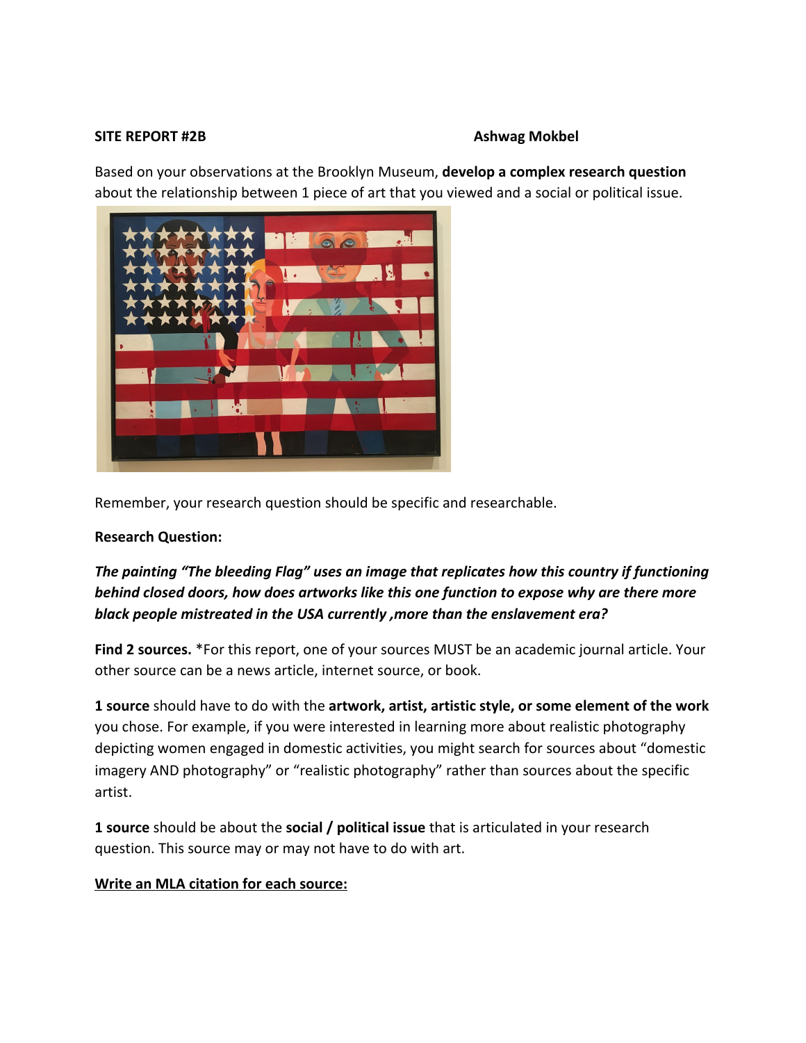**SITE REPORT #2B** **Ashwag Mokbel**

Based on your observations at the Brooklyn Museum, **develop a complex research question** about the relationship between 1 piece of art that you viewed and a social or political issue.

Remember, your research question should be specific and researchable.

**Research Question:**

***The painting "The bleeding Flag" uses an image that replicates how this country if functioning behind closed doors, how does artworks like this one function to expose why are there more black people mistreated in the USA currently ,more than the enslavement era?***

**Find 2 sources.** *For this report, one of your sources MUST be an academic journal article. Your other source can be a news article, internet source, or book.

**1 source** should have to do with the **artwork, artist, artistic style, or some element of the work** you chose. For example, if you were interested in learning more about realistic photography depicting women engaged in domestic activities, you might search for sources about "domestic imagery AND photography" or "realistic photography" rather than sources about the specific artist.

**1 source** should be about the **social / political issue** that is articulated in your research question. This source may or may not have to do with art.

**<u>Write an MLA citation for each source:</u>**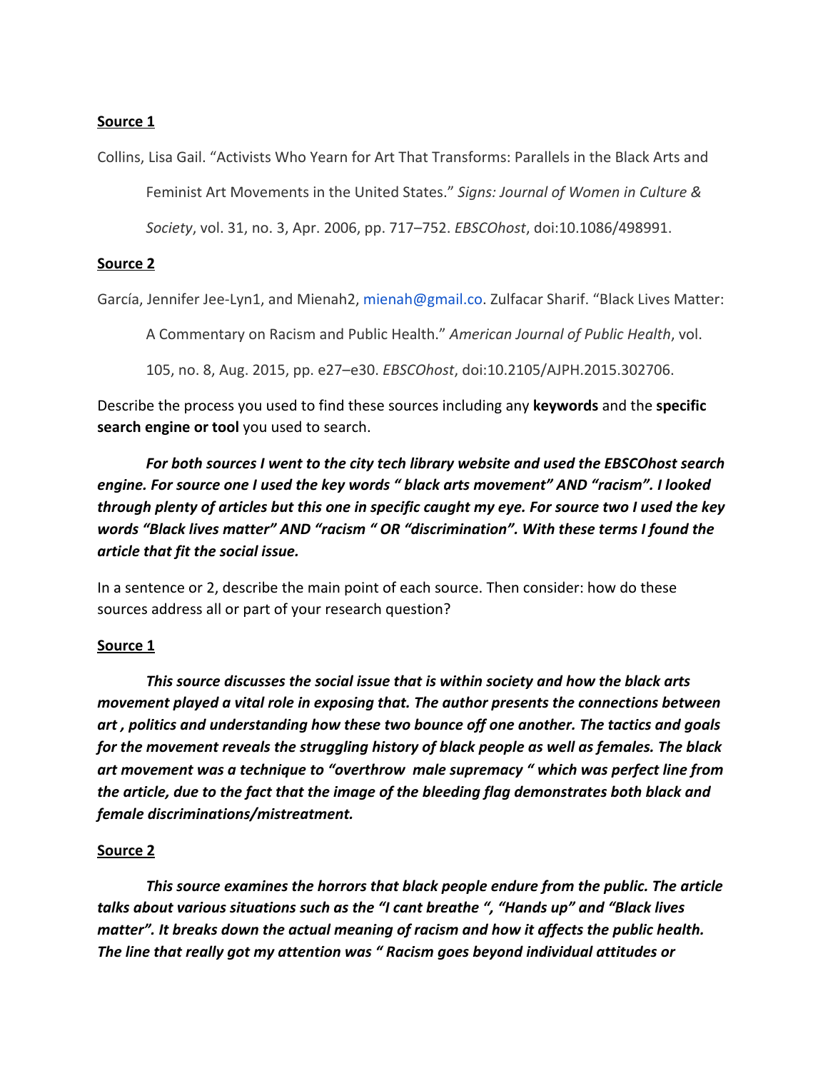**Source 1**

Collins, Lisa Gail. "Activists Who Yearn for Art That Transforms: Parallels in the Black Arts and Feminist Art Movements in the United States." *Signs: Journal of Women in Culture & Society*, vol. 31, no. 3, Apr. 2006, pp. 717–752. *EBSCOhost*, doi:10.1086/498991.

**Source 2**

García, Jennifer Jee-Lyn1, and Mienah2, mienah@gmail.co. Zulfacar Sharif. "Black Lives Matter: A Commentary on Racism and Public Health." *American Journal of Public Health*, vol. 105, no. 8, Aug. 2015, pp. e27–e30. *EBSCOhost*, doi:10.2105/AJPH.2015.302706.

Describe the process you used to find these sources including any **keywords** and the **specific search engine or tool** you used to search.

***For both sources I went to the city tech library website and used the EBSCOhost search engine. For source one I used the key words " black arts movement" AND "racism". I looked through plenty of articles but this one in specific caught my eye. For source two I used the key words "Black lives matter" AND "racism " OR "discrimination". With these terms I found the article that fit the social issue.***

In a sentence or 2, describe the main point of each source. Then consider: how do these sources address all or part of your research question?

**Source 1**

***This source discusses the social issue that is within society and how the black arts movement played a vital role in exposing that. The author presents the connections between art , politics and understanding how these two bounce off one another. The tactics and goals for the movement reveals the struggling history of black people as well as females. The black art movement was a technique to "overthrow male supremacy " which was perfect line from the article, due to the fact that the image of the bleeding flag demonstrates both black and female discriminations/mistreatment.***

**Source 2**

***This source examines the horrors that black people endure from the public. The article talks about various situations such as the "I cant breathe ", "Hands up" and "Black lives matter". It breaks down the actual meaning of racism and how it affects the public health. The line that really got my attention was " Racism goes beyond individual attitudes or***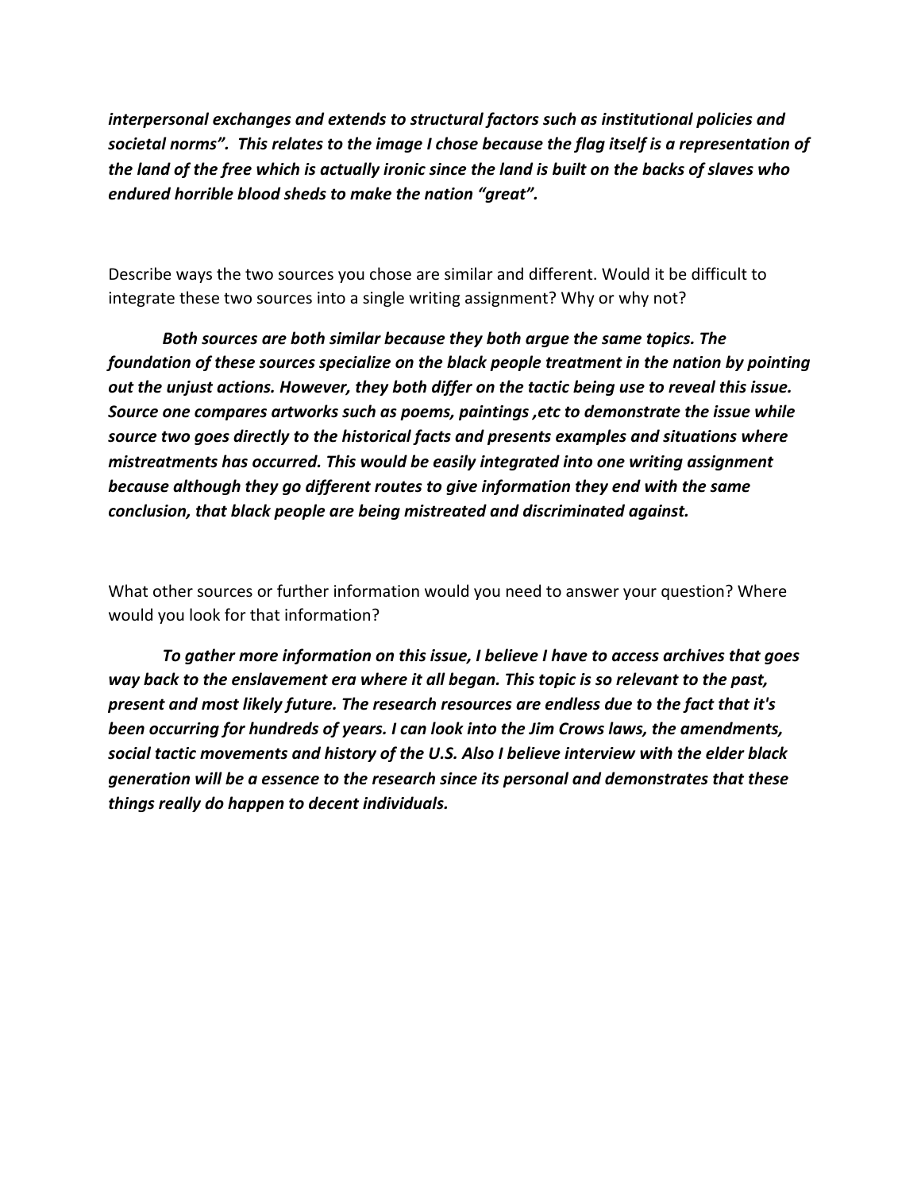***interpersonal exchanges and extends to structural factors such as institutional policies and societal norms". This relates to the image I chose because the flag itself is a representation of the land of the free which is actually ironic since the land is built on the backs of slaves who endured horrible blood sheds to make the nation "great".***

Describe ways the two sources you chose are similar and different. Would it be difficult to integrate these two sources into a single writing assignment? Why or why not?

***Both sources are both similar because they both argue the same topics. The foundation of these sources specialize on the black people treatment in the nation by pointing out the unjust actions. However, they both differ on the tactic being use to reveal this issue. Source one compares artworks such as poems, paintings ,etc to demonstrate the issue while source two goes directly to the historical facts and presents examples and situations where mistreatments has occurred. This would be easily integrated into one writing assignment because although they go different routes to give information they end with the same conclusion, that black people are being mistreated and discriminated against.***

What other sources or further information would you need to answer your question? Where would you look for that information?

***To gather more information on this issue, I believe I have to access archives that goes way back to the enslavement era where it all began. This topic is so relevant to the past, present and most likely future. The research resources are endless due to the fact that it's been occurring for hundreds of years. I can look into the Jim Crows laws, the amendments, social tactic movements and history of the U.S. Also I believe interview with the elder black generation will be a essence to the research since its personal and demonstrates that these things really do happen to decent individuals.***